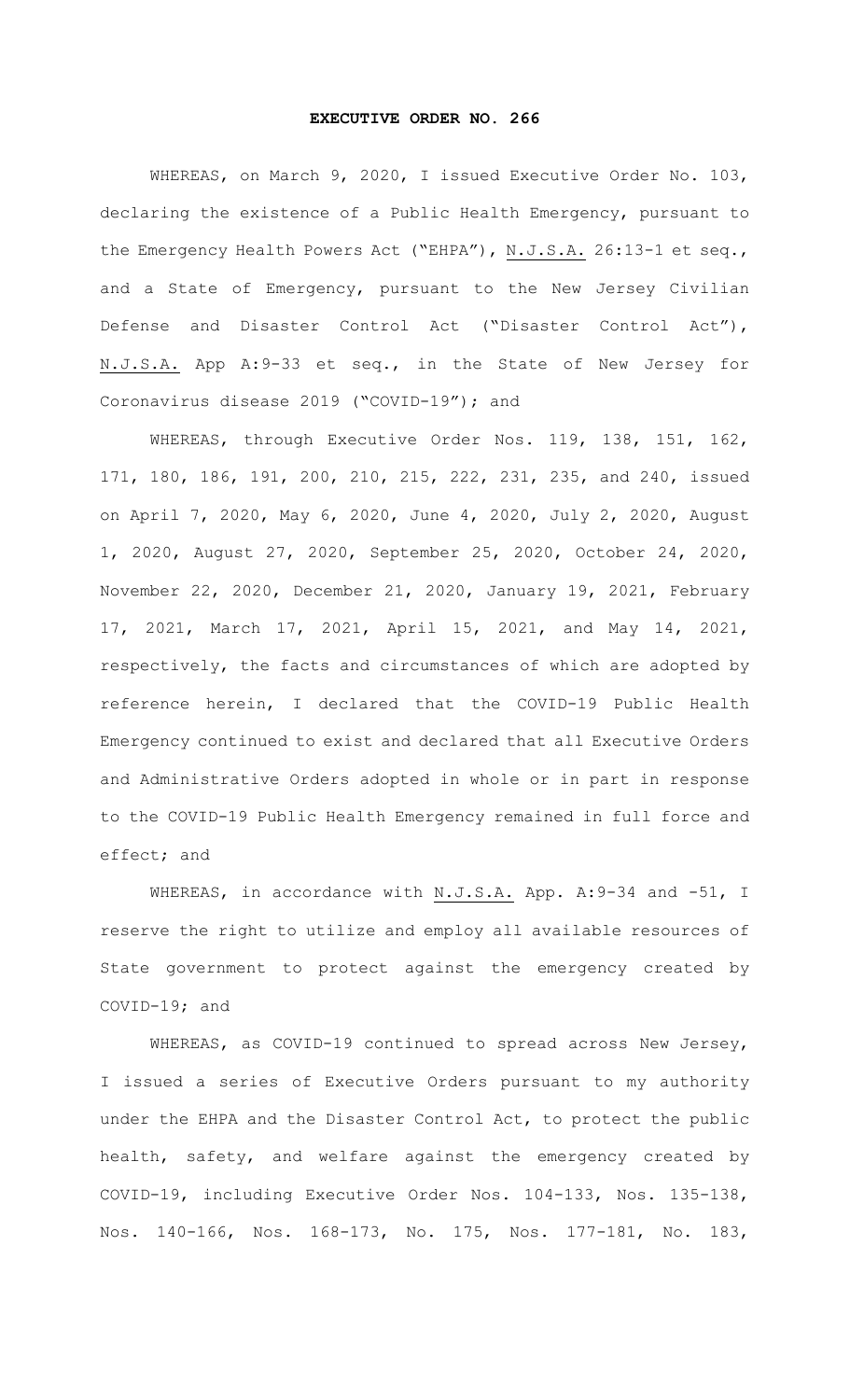**EXECUTIVE ORDER NO. 266**

WHEREAS, on March 9, 2020, I issued Executive Order No. 103, declaring the existence of a Public Health Emergency, pursuant to the Emergency Health Powers Act ("EHPA"), N.J.S.A. 26:13-1 et seq., and a State of Emergency, pursuant to the New Jersey Civilian Defense and Disaster Control Act ("Disaster Control Act"), N.J.S.A. App A:9-33 et seq., in the State of New Jersey for Coronavirus disease 2019 ("COVID-19"); and

WHEREAS, through Executive Order Nos. 119, 138, 151, 162, 171, 180, 186, 191, 200, 210, 215, 222, 231, 235, and 240, issued on April 7, 2020, May 6, 2020, June 4, 2020, July 2, 2020, August 1, 2020, August 27, 2020, September 25, 2020, October 24, 2020, November 22, 2020, December 21, 2020, January 19, 2021, February 17, 2021, March 17, 2021, April 15, 2021, and May 14, 2021, respectively, the facts and circumstances of which are adopted by reference herein, I declared that the COVID-19 Public Health Emergency continued to exist and declared that all Executive Orders and Administrative Orders adopted in whole or in part in response to the COVID-19 Public Health Emergency remained in full force and effect; and

WHEREAS, in accordance with N.J.S.A. App. A:9-34 and -51, I reserve the right to utilize and employ all available resources of State government to protect against the emergency created by COVID-19; and

WHEREAS, as COVID-19 continued to spread across New Jersey, I issued a series of Executive Orders pursuant to my authority under the EHPA and the Disaster Control Act, to protect the public health, safety, and welfare against the emergency created by COVID-19, including Executive Order Nos. 104-133, Nos. 135-138, Nos. 140-166, Nos. 168-173, No. 175, Nos. 177-181, No. 183,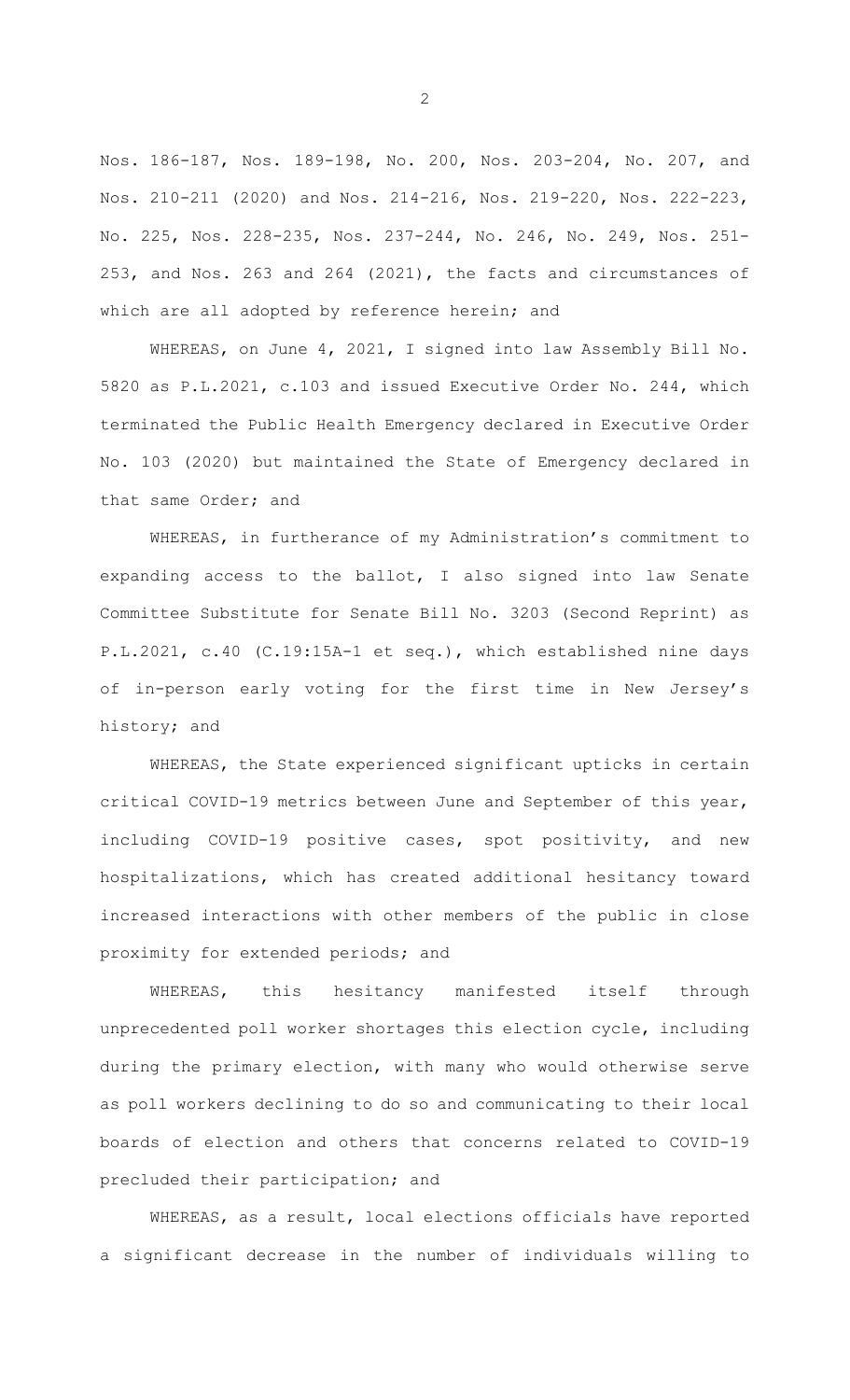Nos. 186-187, Nos. 189-198, No. 200, Nos. 203-204, No. 207, and Nos. 210-211 (2020) and Nos. 214-216, Nos. 219-220, Nos. 222-223, No. 225, Nos. 228-235, Nos. 237-244, No. 246, No. 249, Nos. 251-253, and Nos. 263 and 264 (2021), the facts and circumstances of which are all adopted by reference herein; and

WHEREAS, on June 4, 2021, I signed into law Assembly Bill No. 5820 as P.L.2021, c.103 and issued Executive Order No. 244, which terminated the Public Health Emergency declared in Executive Order No. 103 (2020) but maintained the State of Emergency declared in that same Order; and

WHEREAS, in furtherance of my Administration's commitment to expanding access to the ballot, I also signed into law Senate Committee Substitute for Senate Bill No. 3203 (Second Reprint) as P.L.2021, c.40 (C.19:15A-1 et seq.), which established nine days of in-person early voting for the first time in New Jersey's history; and

WHEREAS, the State experienced significant upticks in certain critical COVID-19 metrics between June and September of this year, including COVID-19 positive cases, spot positivity, and new hospitalizations, which has created additional hesitancy toward increased interactions with other members of the public in close proximity for extended periods; and

WHEREAS, this hesitancy manifested itself through unprecedented poll worker shortages this election cycle, including during the primary election, with many who would otherwise serve as poll workers declining to do so and communicating to their local boards of election and others that concerns related to COVID-19 precluded their participation; and

WHEREAS, as a result, local elections officials have reported a significant decrease in the number of individuals willing to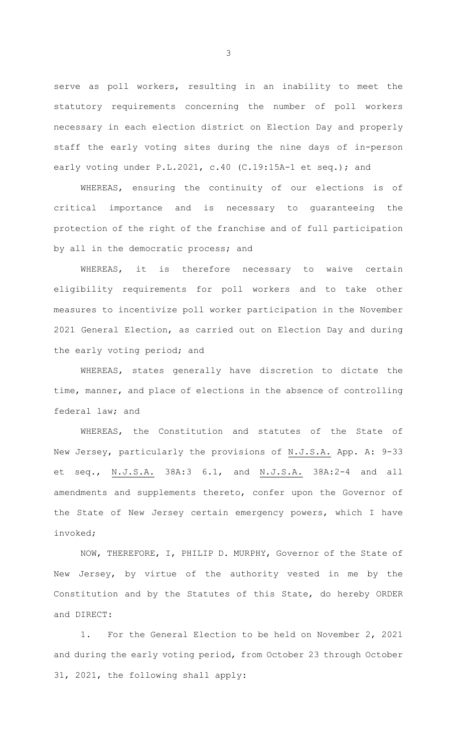serve as poll workers, resulting in an inability to meet the statutory requirements concerning the number of poll workers necessary in each election district on Election Day and properly staff the early voting sites during the nine days of in-person early voting under P.L.2021, c.40 (C.19:15A-1 et seq.); and

WHEREAS, ensuring the continuity of our elections is of critical importance and is necessary to guaranteeing the protection of the right of the franchise and of full participation by all in the democratic process; and

WHEREAS, it is therefore necessary to waive certain eligibility requirements for poll workers and to take other measures to incentivize poll worker participation in the November 2021 General Election, as carried out on Election Day and during the early voting period; and

WHEREAS, states generally have discretion to dictate the time, manner, and place of elections in the absence of controlling federal law; and

WHEREAS, the Constitution and statutes of the State of New Jersey, particularly the provisions of N.J.S.A. App. A: 9-33 et seq., N.J.S.A. 38A:3 6.1, and N.J.S.A. 38A:2-4 and all amendments and supplements thereto, confer upon the Governor of the State of New Jersey certain emergency powers, which I have invoked;

NOW, THEREFORE, I, PHILIP D. MURPHY, Governor of the State of New Jersey, by virtue of the authority vested in me by the Constitution and by the Statutes of this State, do hereby ORDER and DIRECT:

1. For the General Election to be held on November 2, 2021 and during the early voting period, from October 23 through October 31, 2021, the following shall apply: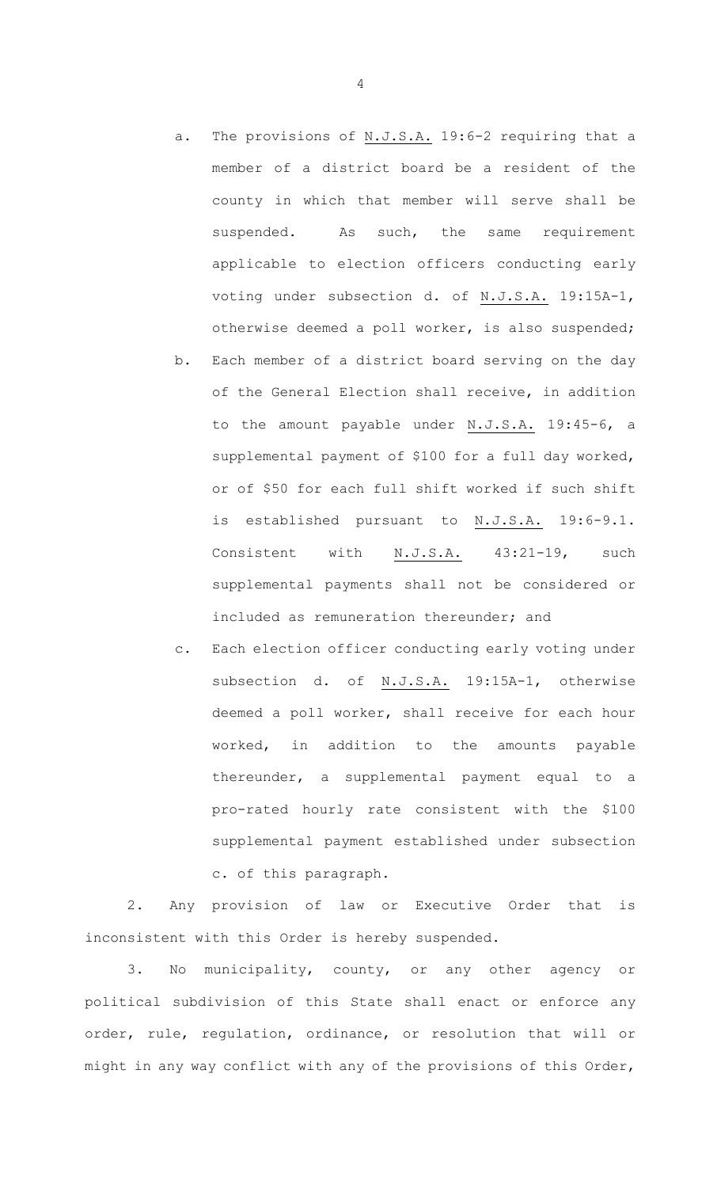a. The provisions of N.J.S.A. 19:6-2 requiring that a member of a district board be a resident of the county in which that member will serve shall be suspended. As such, the same requirement applicable to election officers conducting early voting under subsection d. of N.J.S.A. 19:15A-1, otherwise deemed a poll worker, is also suspended;

b. Each member of a district board serving on the day of the General Election shall receive, in addition to the amount payable under N.J.S.A. 19:45-6, a supplemental payment of $100 for a full day worked, or of $50 for each full shift worked if such shift is established pursuant to N.J.S.A. 19:6-9.1. Consistent with N.J.S.A. 43:21-19, such supplemental payments shall not be considered or included as remuneration thereunder; and

c. Each election officer conducting early voting under subsection d. of N.J.S.A. 19:15A-1, otherwise deemed a poll worker, shall receive for each hour worked, in addition to the amounts payable thereunder, a supplemental payment equal to a pro-rated hourly rate consistent with the $100 supplemental payment established under subsection c. of this paragraph.

2. Any provision of law or Executive Order that is inconsistent with this Order is hereby suspended.

3. No municipality, county, or any other agency or political subdivision of this State shall enact or enforce any order, rule, regulation, ordinance, or resolution that will or might in any way conflict with any of the provisions of this Order,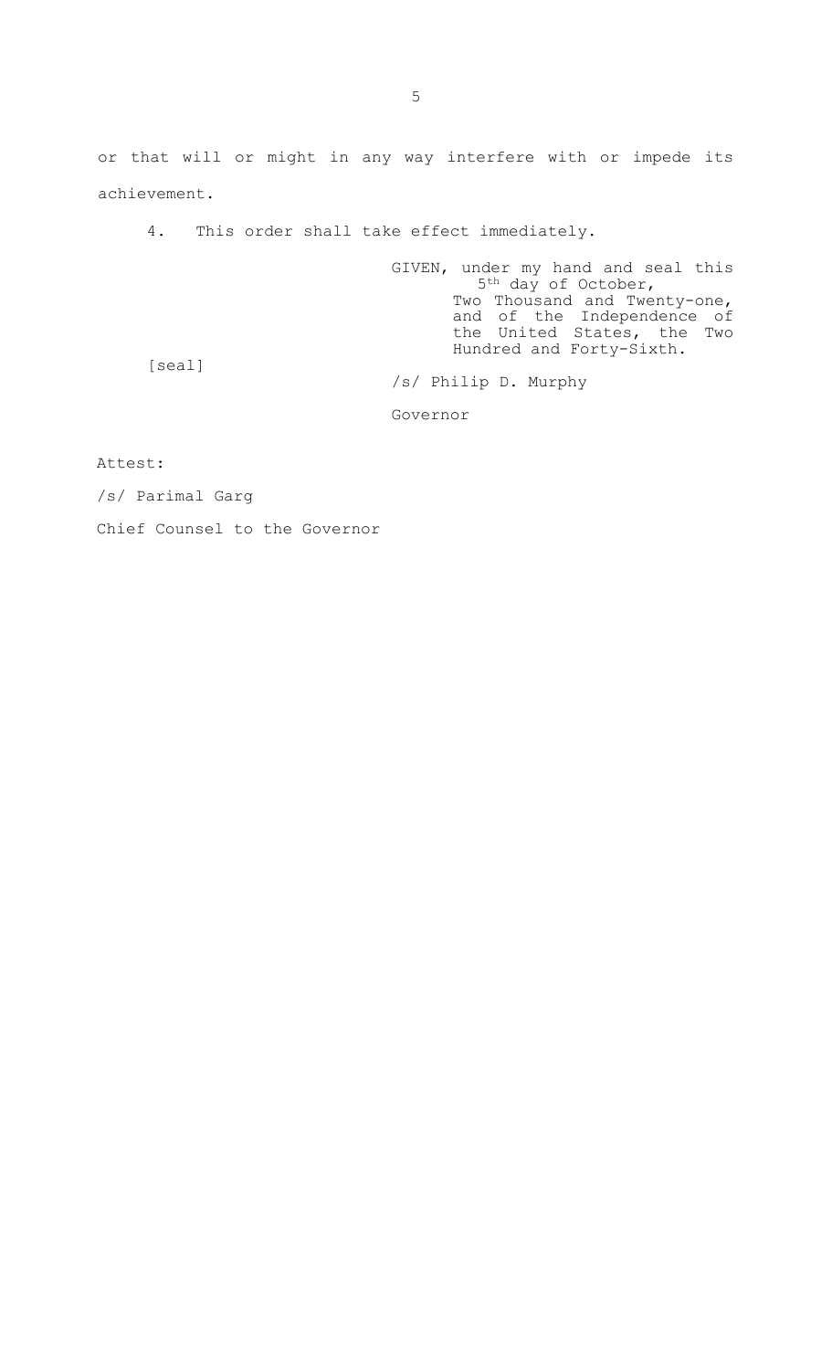or that will or might in any way interfere with or impede its achievement.

4. This order shall take effect immediately.

GIVEN, under my hand and seal this 5th day of October, Two Thousand and Twenty-one, and of the Independence of the United States, the Two Hundred and Forty-Sixth.

[seal]

/s/ Philip D. Murphy

Governor

Attest:

/s/ Parimal Garg

Chief Counsel to the Governor